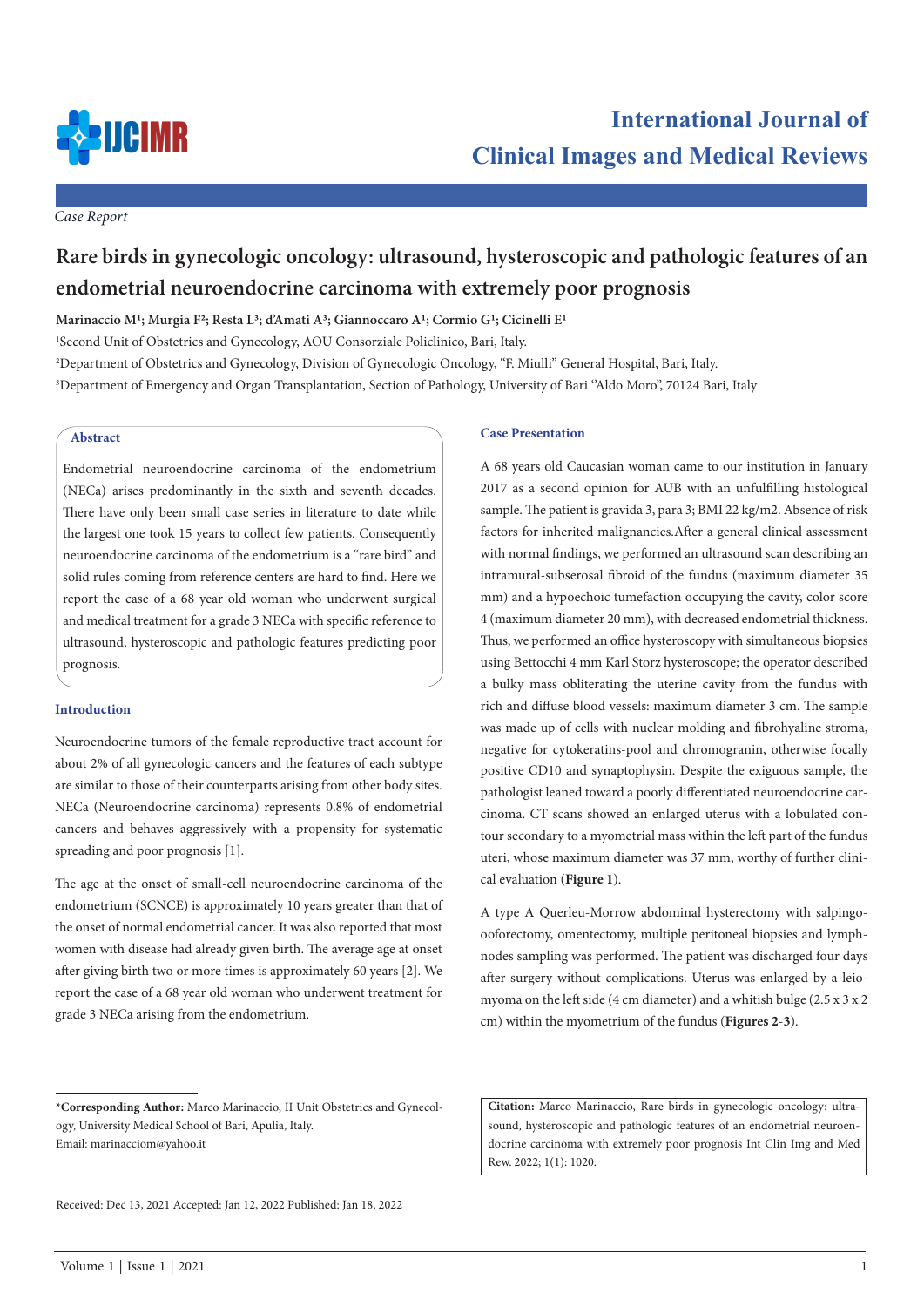*Case Report*

# Rare birds in gynecologic oncology: ultrasound, hysteroscopic and pathologic features of an endometrial neuroendocrine carcinoma with extremely poor prognosis

**Marinaccio M[1]; Murgia F[2]; Resta L[3]; d'Amati A[3]; Giannoccaro A[1]; Cormio G[1]; Cicinelli E[1]**

[1]Second Unit of Obstetrics and Gynecology, AOU Consorziale Policlinico, Bari, Italy.

[2]Department of Obstetrics and Gynecology, Division of Gynecologic Oncology, "F. Miulli" General Hospital, Bari, Italy.

[3]Department of Emergency and Organ Transplantation, Section of Pathology, University of Bari ''Aldo Moro", 70124 Bari, Italy

## Abstract

Endometrial neuroendocrine carcinoma of the endometrium (NECa) arises predominantly in the sixth and seventh decades. There have only been small case series in literature to date while the largest one took 15 years to collect few patients. Consequently neuroendocrine carcinoma of the endometrium is a "rare bird" and solid rules coming from reference centers are hard to find. Here we report the case of a 68 year old woman who underwent surgical and medical treatment for a grade 3 NECa with specific reference to ultrasound, hysteroscopic and pathologic features predicting poor prognosis.

## Introduction

Neuroendocrine tumors of the female reproductive tract account for about 2% of all gynecologic cancers and the features of each subtype are similar to those of their counterparts arising from other body sites. NECa (Neuroendocrine carcinoma) represents 0.8% of endometrial cancers and behaves aggressively with a propensity for systematic spreading and poor prognosis [1].

The age at the onset of small-cell neuroendocrine carcinoma of the endometrium (SCNCE) is approximately 10 years greater than that of the onset of normal endometrial cancer. It was also reported that most women with disease had already given birth. The average age at onset after giving birth two or more times is approximately 60 years [2]. We report the case of a 68 year old woman who underwent treatment for grade 3 NECa arising from the endometrium.

## Case Presentation

A 68 years old Caucasian woman came to our institution in January 2017 as a second opinion for AUB with an unfulfilling histological sample. The patient is gravida 3, para 3; BMI 22 kg/m2. Absence of risk factors for inherited malignancies.After a general clinical assessment with normal findings, we performed an ultrasound scan describing an intramural-subserosal fibroid of the fundus (maximum diameter 35 mm) and a hypoechoic tumefaction occupying the cavity, color score 4 (maximum diameter 20 mm), with decreased endometrial thickness. Thus, we performed an office hysteroscopy with simultaneous biopsies using Bettocchi 4 mm Karl Storz hysteroscope; the operator described a bulky mass obliterating the uterine cavity from the fundus with rich and diffuse blood vessels: maximum diameter 3 cm. The sample was made up of cells with nuclear molding and fibrohyaline stroma, negative for cytokeratins-pool and chromogranin, otherwise focally positive CD10 and synaptophysin. Despite the exiguous sample, the pathologist leaned toward a poorly differentiated neuroendocrine carcinoma. CT scans showed an enlarged uterus with a lobulated contour secondary to a myometrial mass within the left part of the fundus uteri, whose maximum diameter was 37 mm, worthy of further clinical evaluation (**Figure 1**).

A type A Querleu-Morrow abdominal hysterectomy with salpingo-ooforectomy, omentectomy, multiple peritoneal biopsies and lymphnodes sampling was performed. The patient was discharged four days after surgery without complications. Uterus was enlarged by a leiomyoma on the left side (4 cm diameter) and a whitish bulge (2.5 x 3 x 2 cm) within the myometrium of the fundus (**Figures 2-3**).

***Corresponding Author:** Marco Marinaccio, II Unit Obstetrics and Gynecology, University Medical School of Bari, Apulia, Italy.
Email: marinacciom@yahoo.it

Received: Dec 13, 2021 Accepted: Jan 12, 2022 Published: Jan 18, 2022

**Citation:** Marco Marinaccio, Rare birds in gynecologic oncology: ultrasound, hysteroscopic and pathologic features of an endometrial neuroendocrine carcinoma with extremely poor prognosis Int Clin Img and Med Rew. 2022; 1(1): 1020.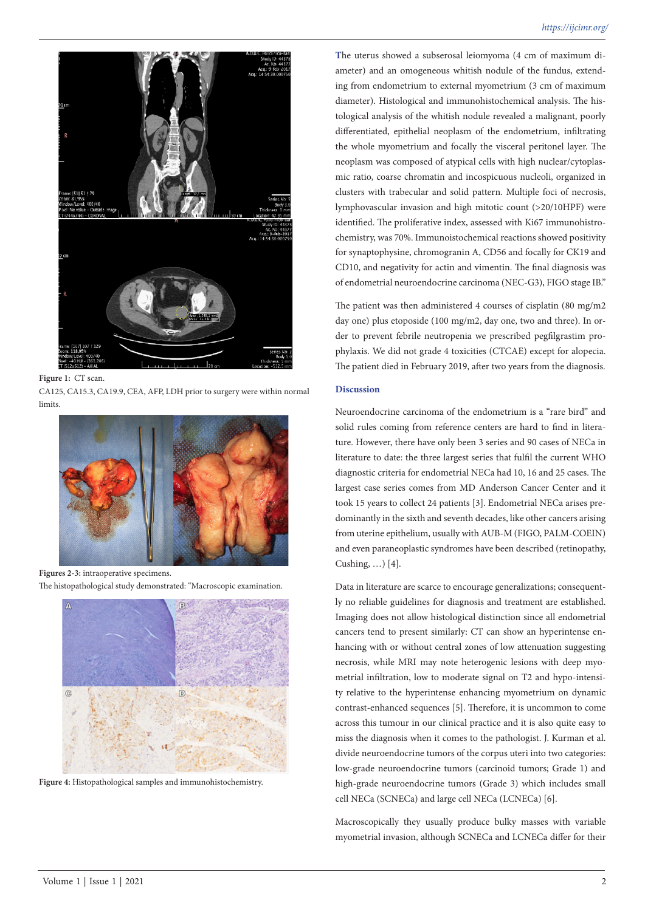Figure 1: CT scan.

CA125, CA15.3, CA19.9, CEA, AFP, LDH prior to surgery were within normal limits.

**Figures 2-3:** intraoperative specimens.

The histopathological study demonstrated: "Macroscopic examination.

**Figure 4:** Histopathological samples and immunohistochemistry.

The uterus showed a subserosal leiomyoma (4 cm of maximum diameter) and an omogeneous whitish nodule of the fundus, extending from endometrium to external myometrium (3 cm of maximum diameter). Histological and immunohistochemical analysis. The histological analysis of the whitish nodule revealed a malignant, poorly differentiated, epithelial neoplasm of the endometrium, infiltrating the whole myometrium and focally the visceral peritonel layer. The neoplasm was composed of atypical cells with high nuclear/cytoplasmic ratio, coarse chromatin and incospicuous nucleoli, organized in clusters with trabecular and solid pattern. Multiple foci of necrosis, lymphovascular invasion and high mitotic count (>20/10HPF) were identified. The proliferative index, assessed with Ki67 immunohistrochemistry, was 70%. Immunoistochemical reactions showed positivity for synaptophysine, chromogranin A, CD56 and focally for CK19 and CD10, and negativity for actin and vimentin. The final diagnosis was of endometrial neuroendocrine carcinoma (NEC-G3), FIGO stage IB."

The patient was then administered 4 courses of cisplatin (80 mg/m2 day one) plus etoposide (100 mg/m2, day one, two and three). In order to prevent febrile neutropenia we prescribed pegfilgrastim prophylaxis. We did not grade 4 toxicities (CTCAE) except for alopecia. The patient died in February 2019, after two years from the diagnosis.

## Discussion

Neuroendocrine carcinoma of the endometrium is a "rare bird" and solid rules coming from reference centers are hard to find in literature. However, there have only been 3 series and 90 cases of NECa in literature to date: the three largest series that fulfil the current WHO diagnostic criteria for endometrial NECa had 10, 16 and 25 cases. The largest case series comes from MD Anderson Cancer Center and it took 15 years to collect 24 patients [3]. Endometrial NECa arises predominantly in the sixth and seventh decades, like other cancers arising from uterine epithelium, usually with AUB-M (FIGO, PALM-COEIN) and even paraneoplastic syndromes have been described (retinopathy, Cushing, …) [4].

Data in literature are scarce to encourage generalizations; consequently no reliable guidelines for diagnosis and treatment are established. Imaging does not allow histological distinction since all endometrial cancers tend to present similarly: CT can show an hyperintense enhancing with or without central zones of low attenuation suggesting necrosis, while MRI may note heterogenic lesions with deep myometrial infiltration, low to moderate signal on T2 and hypo-intensity relative to the hyperintense enhancing myometrium on dynamic contrast-enhanced sequences [5]. Therefore, it is uncommon to come across this tumour in our clinical practice and it is also quite easy to miss the diagnosis when it comes to the pathologist. J. Kurman et al. divide neuroendocrine tumors of the corpus uteri into two categories: low-grade neuroendocrine tumors (carcinoid tumors; Grade 1) and high-grade neuroendocrine tumors (Grade 3) which includes small cell NECa (SCNECa) and large cell NECa (LCNECa) [6].

Macroscopically they usually produce bulky masses with variable myometrial invasion, although SCNECa and LCNECa differ for their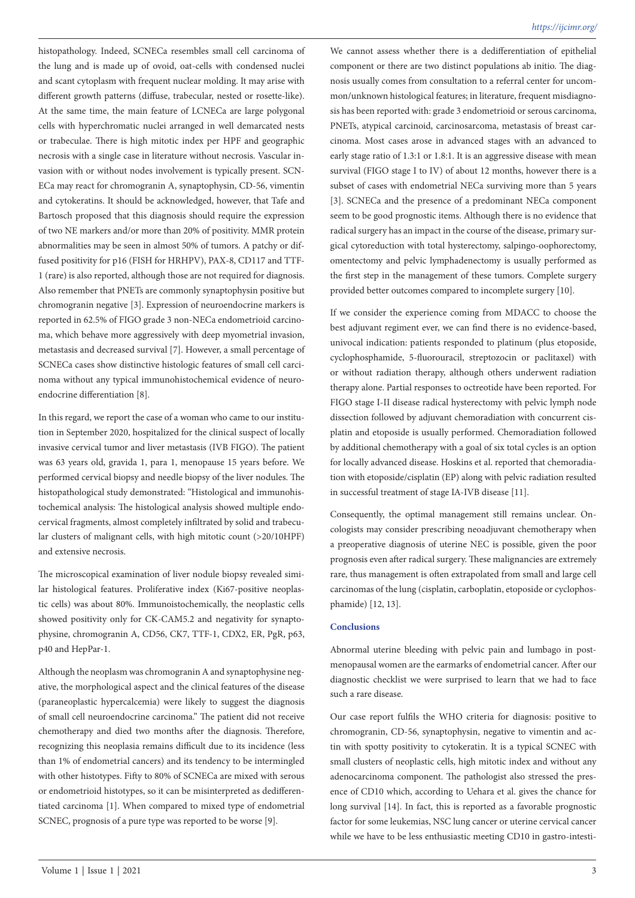histopathology. Indeed, SCNECa resembles small cell carcinoma of the lung and is made up of ovoid, oat-cells with condensed nuclei and scant cytoplasm with frequent nuclear molding. It may arise with different growth patterns (diffuse, trabecular, nested or rosette-like). At the same time, the main feature of LCNECa are large polygonal cells with hyperchromatic nuclei arranged in well demarcated nests or trabeculae. There is high mitotic index per HPF and geographic necrosis with a single case in literature without necrosis. Vascular invasion with or without nodes involvement is typically present. SCNECa may react for chromogranin A, synaptophysin, CD-56, vimentin and cytokeratins. It should be acknowledged, however, that Tafe and Bartosch proposed that this diagnosis should require the expression of two NE markers and/or more than 20% of positivity. MMR protein abnormalities may be seen in almost 50% of tumors. A patchy or diffused positivity for p16 (FISH for HRHPV), PAX-8, CD117 and TTF-1 (rare) is also reported, although those are not required for diagnosis. Also remember that PNETs are commonly synaptophysin positive but chromogranin negative [3]. Expression of neuroendocrine markers is reported in 62.5% of FIGO grade 3 non-NECa endometrioid carcinoma, which behave more aggressively with deep myometrial invasion, metastasis and decreased survival [7]. However, a small percentage of SCNECa cases show distinctive histologic features of small cell carcinoma without any typical immunohistochemical evidence of neuroendocrine differentiation [8].

In this regard, we report the case of a woman who came to our institution in September 2020, hospitalized for the clinical suspect of locally invasive cervical tumor and liver metastasis (IVB FIGO). The patient was 63 years old, gravida 1, para 1, menopause 15 years before. We performed cervical biopsy and needle biopsy of the liver nodules. The histopathological study demonstrated: "Histological and immunohistochemical analysis: The histological analysis showed multiple endocervical fragments, almost completely infiltrated by solid and trabecular clusters of malignant cells, with high mitotic count (>20/10HPF) and extensive necrosis.

The microscopical examination of liver nodule biopsy revealed similar histological features. Proliferative index (Ki67-positive neoplastic cells) was about 80%. Immunoistochemically, the neoplastic cells showed positivity only for CK-CAM5.2 and negativity for synaptophysine, chromogranin A, CD56, CK7, TTF-1, CDX2, ER, PgR, p63, p40 and HepPar-1.

Although the neoplasm was chromogranin A and synaptophysine negative, the morphological aspect and the clinical features of the disease (paraneoplastic hypercalcemia) were likely to suggest the diagnosis of small cell neuroendocrine carcinoma." The patient did not receive chemotherapy and died two months after the diagnosis. Therefore, recognizing this neoplasia remains difficult due to its incidence (less than 1% of endometrial cancers) and its tendency to be intermingled with other histotypes. Fifty to 80% of SCNECa are mixed with serous or endometrioid histotypes, so it can be misinterpreted as dedifferentiated carcinoma [1]. When compared to mixed type of endometrial SCNEC, prognosis of a pure type was reported to be worse [9].

We cannot assess whether there is a dedifferentiation of epithelial component or there are two distinct populations ab initio. The diagnosis usually comes from consultation to a referral center for uncommon/unknown histological features; in literature, frequent misdiagnosis has been reported with: grade 3 endometrioid or serous carcinoma, PNETs, atypical carcinoid, carcinosarcoma, metastasis of breast carcinoma. Most cases arose in advanced stages with an advanced to early stage ratio of 1.3:1 or 1.8:1. It is an aggressive disease with mean survival (FIGO stage I to IV) of about 12 months, however there is a subset of cases with endometrial NECa surviving more than 5 years [3]. SCNECa and the presence of a predominant NECa component seem to be good prognostic items. Although there is no evidence that radical surgery has an impact in the course of the disease, primary surgical cytoreduction with total hysterectomy, salpingo-oophorectomy, omentectomy and pelvic lymphadenectomy is usually performed as the first step in the management of these tumors. Complete surgery provided better outcomes compared to incomplete surgery [10].

If we consider the experience coming from MDACC to choose the best adjuvant regiment ever, we can find there is no evidence-based, univocal indication: patients responded to platinum (plus etoposide, cyclophosphamide, 5-fluorouracil, streptozocin or paclitaxel) with or without radiation therapy, although others underwent radiation therapy alone. Partial responses to octreotide have been reported. For FIGO stage I-II disease radical hysterectomy with pelvic lymph node dissection followed by adjuvant chemoradiation with concurrent cisplatin and etoposide is usually performed. Chemoradiation followed by additional chemotherapy with a goal of six total cycles is an option for locally advanced disease. Hoskins et al. reported that chemoradiation with etoposide/cisplatin (EP) along with pelvic radiation resulted in successful treatment of stage IA-IVB disease [11].

Consequently, the optimal management still remains unclear. Oncologists may consider prescribing neoadjuvant chemotherapy when a preoperative diagnosis of uterine NEC is possible, given the poor prognosis even after radical surgery. These malignancies are extremely rare, thus management is often extrapolated from small and large cell carcinomas of the lung (cisplatin, carboplatin, etoposide or cyclophosphamide) [12, 13].

## Conclusions

Abnormal uterine bleeding with pelvic pain and lumbago in postmenopausal women are the earmarks of endometrial cancer. After our diagnostic checklist we were surprised to learn that we had to face such a rare disease.

Our case report fulfils the WHO criteria for diagnosis: positive to chromogranin, CD-56, synaptophysin, negative to vimentin and actin with spotty positivity to cytokeratin. It is a typical SCNEC with small clusters of neoplastic cells, high mitotic index and without any adenocarcinoma component. The pathologist also stressed the presence of CD10 which, according to Uehara et al. gives the chance for long survival [14]. In fact, this is reported as a favorable prognostic factor for some leukemias, NSC lung cancer or uterine cervical cancer while we have to be less enthusiastic meeting CD10 in gastro-intesti-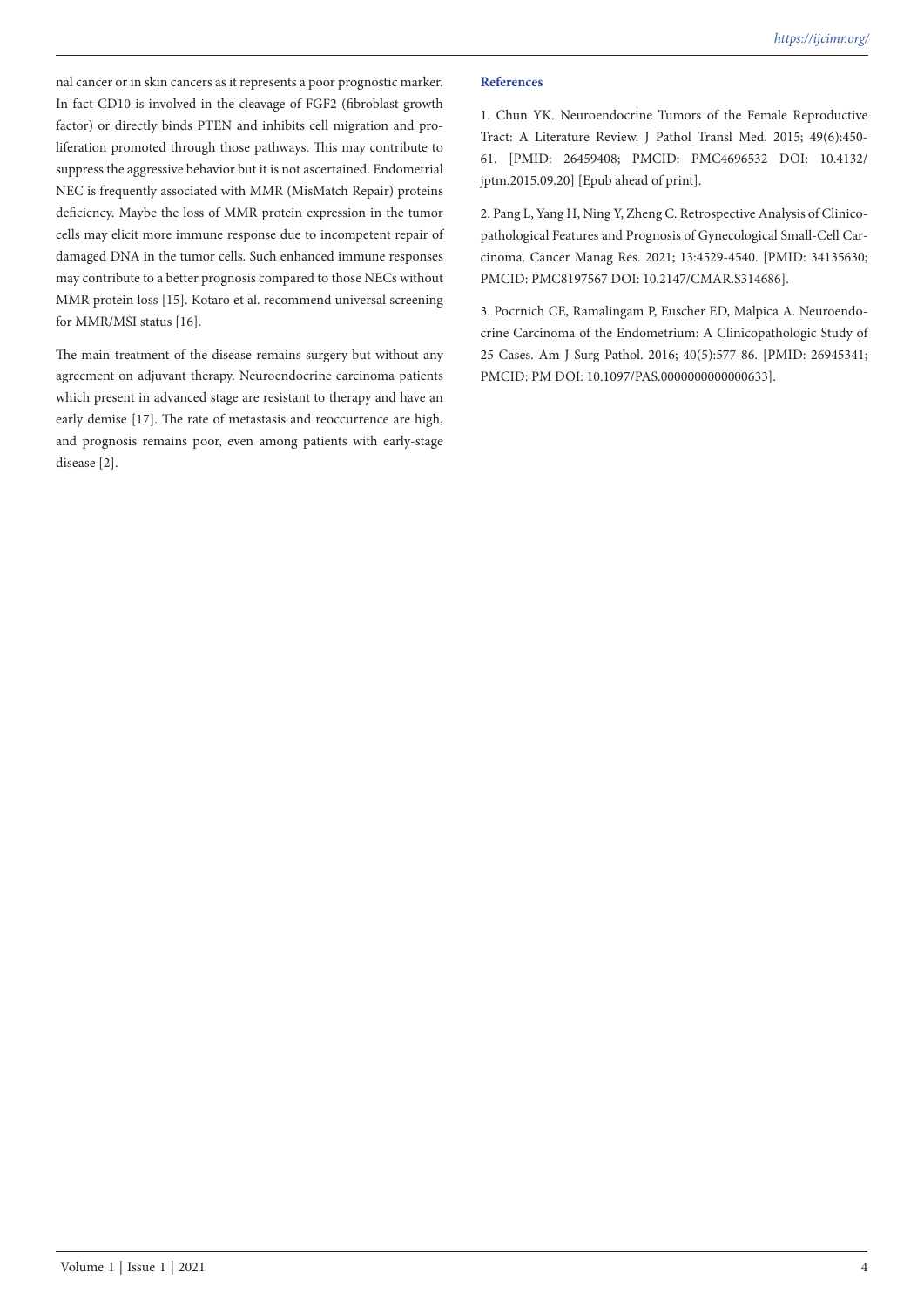nal cancer or in skin cancers as it represents a poor prognostic marker. In fact CD10 is involved in the cleavage of FGF2 (fibroblast growth factor) or directly binds PTEN and inhibits cell migration and proliferation promoted through those pathways. This may contribute to suppress the aggressive behavior but it is not ascertained. Endometrial NEC is frequently associated with MMR (MisMatch Repair) proteins deficiency. Maybe the loss of MMR protein expression in the tumor cells may elicit more immune response due to incompetent repair of damaged DNA in the tumor cells. Such enhanced immune responses may contribute to a better prognosis compared to those NECs without MMR protein loss [15]. Kotaro et al. recommend universal screening for MMR/MSI status [16].

The main treatment of the disease remains surgery but without any agreement on adjuvant therapy. Neuroendocrine carcinoma patients which present in advanced stage are resistant to therapy and have an early demise [17]. The rate of metastasis and reoccurrence are high, and prognosis remains poor, even among patients with early-stage disease [2].

## References

1. Chun YK. Neuroendocrine Tumors of the Female Reproductive Tract: A Literature Review. J Pathol Transl Med. 2015; 49(6):450-61. [PMID: 26459408; PMCID: PMC4696532 DOI: 10.4132/jptm.2015.09.20] [Epub ahead of print].

2. Pang L, Yang H, Ning Y, Zheng C. Retrospective Analysis of Clinicopathological Features and Prognosis of Gynecological Small-Cell Carcinoma. Cancer Manag Res. 2021; 13:4529-4540. [PMID: 34135630; PMCID: PMC8197567 DOI: 10.2147/CMAR.S314686].

3. Pocrnich CE, Ramalingam P, Euscher ED, Malpica A. Neuroendocrine Carcinoma of the Endometrium: A Clinicopathologic Study of 25 Cases. Am J Surg Pathol. 2016; 40(5):577-86. [PMID: 26945341; PMCID: PM DOI: 10.1097/PAS.0000000000000633].